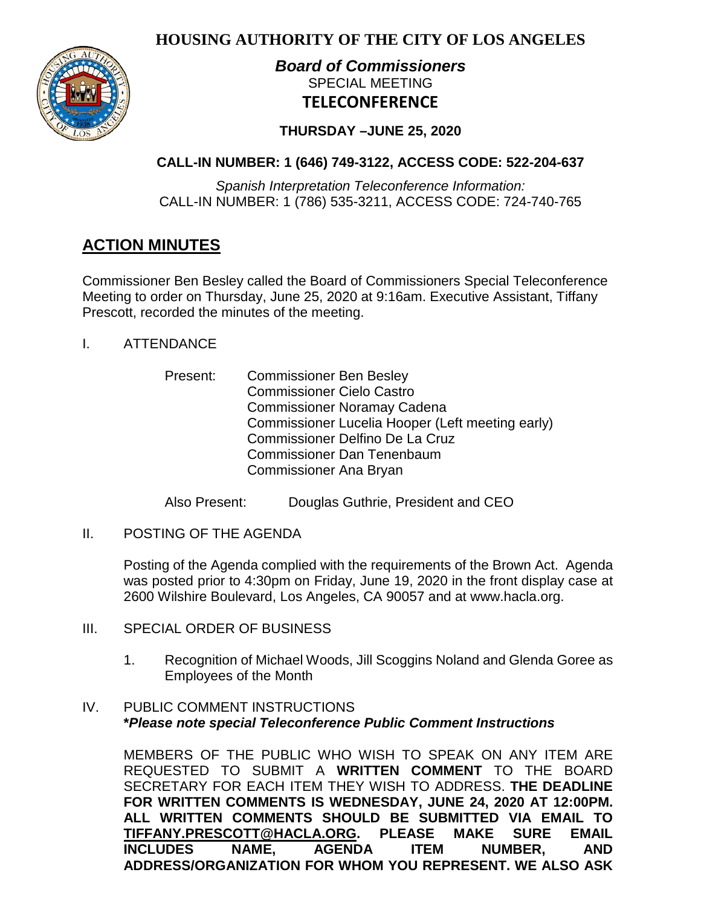# HOUSING AUTHORITY OF THE CITY OF LOS ANGELES

***Board of Commissioners***

SPECIAL MEETING

**TELECONFERENCE**

**THURSDAY –JUNE 25, 2020**

**CALL-IN NUMBER: 1 (646) 749-3122, ACCESS CODE: 522-204-637**

*Spanish Interpretation Teleconference Information:*
CALL-IN NUMBER: 1 (786) 535-3211, ACCESS CODE: 724-740-765

## ACTION MINUTES

Commissioner Ben Besley called the Board of Commissioners Special Teleconference Meeting to order on Thursday, June 25, 2020 at 9:16am. Executive Assistant, Tiffany Prescott, recorded the minutes of the meeting.

I. ATTENDANCE

Present: Commissioner Ben Besley
Commissioner Cielo Castro
Commissioner Noramay Cadena
Commissioner Lucelia Hooper (Left meeting early)
Commissioner Delfino De La Cruz
Commissioner Dan Tenenbaum
Commissioner Ana Bryan

Also Present: Douglas Guthrie, President and CEO

II. POSTING OF THE AGENDA

Posting of the Agenda complied with the requirements of the Brown Act. Agenda was posted prior to 4:30pm on Friday, June 19, 2020 in the front display case at 2600 Wilshire Boulevard, Los Angeles, CA 90057 and at www.hacla.org.

III. SPECIAL ORDER OF BUSINESS

1. Recognition of Michael Woods, Jill Scoggins Noland and Glenda Goree as Employees of the Month

IV. PUBLIC COMMENT INSTRUCTIONS
***Please note special Teleconference Public Comment Instructions**

MEMBERS OF THE PUBLIC WHO WISH TO SPEAK ON ANY ITEM ARE REQUESTED TO SUBMIT A **WRITTEN COMMENT** TO THE BOARD SECRETARY FOR EACH ITEM THEY WISH TO ADDRESS. **THE DEADLINE FOR WRITTEN COMMENTS IS WEDNESDAY, JUNE 24, 2020 AT 12:00PM. ALL WRITTEN COMMENTS SHOULD BE SUBMITTED VIA EMAIL TO TIFFANY.PRESCOTT@HACLA.ORG. PLEASE MAKE SURE EMAIL INCLUDES NAME, AGENDA ITEM NUMBER, AND ADDRESS/ORGANIZATION FOR WHOM YOU REPRESENT. WE ALSO ASK**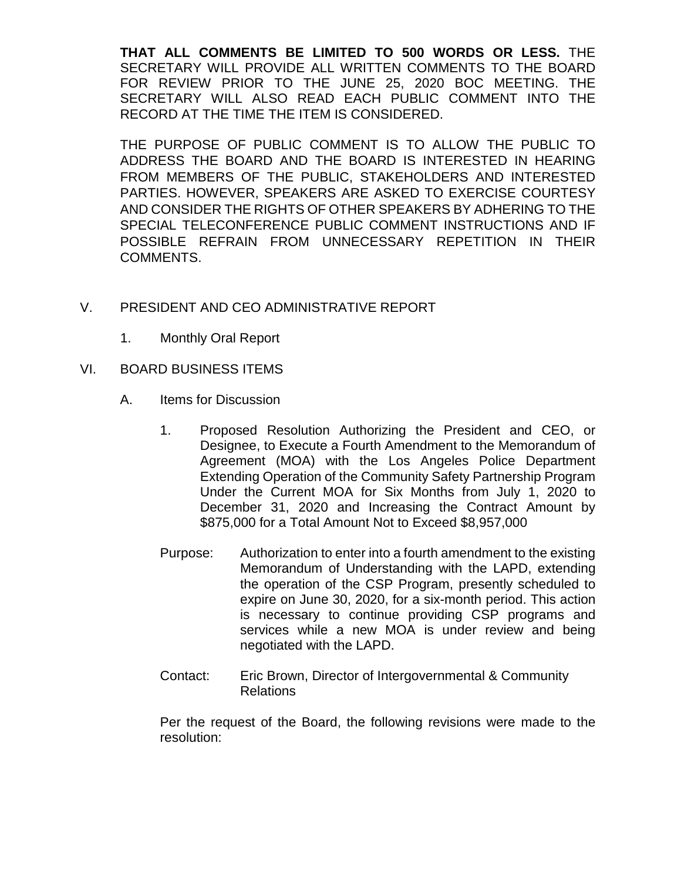**THAT ALL COMMENTS BE LIMITED TO 500 WORDS OR LESS.** THE SECRETARY WILL PROVIDE ALL WRITTEN COMMENTS TO THE BOARD FOR REVIEW PRIOR TO THE JUNE 25, 2020 BOC MEETING. THE SECRETARY WILL ALSO READ EACH PUBLIC COMMENT INTO THE RECORD AT THE TIME THE ITEM IS CONSIDERED.

THE PURPOSE OF PUBLIC COMMENT IS TO ALLOW THE PUBLIC TO ADDRESS THE BOARD AND THE BOARD IS INTERESTED IN HEARING FROM MEMBERS OF THE PUBLIC, STAKEHOLDERS AND INTERESTED PARTIES. HOWEVER, SPEAKERS ARE ASKED TO EXERCISE COURTESY AND CONSIDER THE RIGHTS OF OTHER SPEAKERS BY ADHERING TO THE SPECIAL TELECONFERENCE PUBLIC COMMENT INSTRUCTIONS AND IF POSSIBLE REFRAIN FROM UNNECESSARY REPETITION IN THEIR COMMENTS.

V. PRESIDENT AND CEO ADMINISTRATIVE REPORT

1. Monthly Oral Report

VI. BOARD BUSINESS ITEMS

A. Items for Discussion

1. Proposed Resolution Authorizing the President and CEO, or Designee, to Execute a Fourth Amendment to the Memorandum of Agreement (MOA) with the Los Angeles Police Department Extending Operation of the Community Safety Partnership Program Under the Current MOA for Six Months from July 1, 2020 to December 31, 2020 and Increasing the Contract Amount by $875,000 for a Total Amount Not to Exceed $8,957,000

Purpose: Authorization to enter into a fourth amendment to the existing Memorandum of Understanding with the LAPD, extending the operation of the CSP Program, presently scheduled to expire on June 30, 2020, for a six-month period. This action is necessary to continue providing CSP programs and services while a new MOA is under review and being negotiated with the LAPD.

Contact: Eric Brown, Director of Intergovernmental & Community Relations

Per the request of the Board, the following revisions were made to the resolution: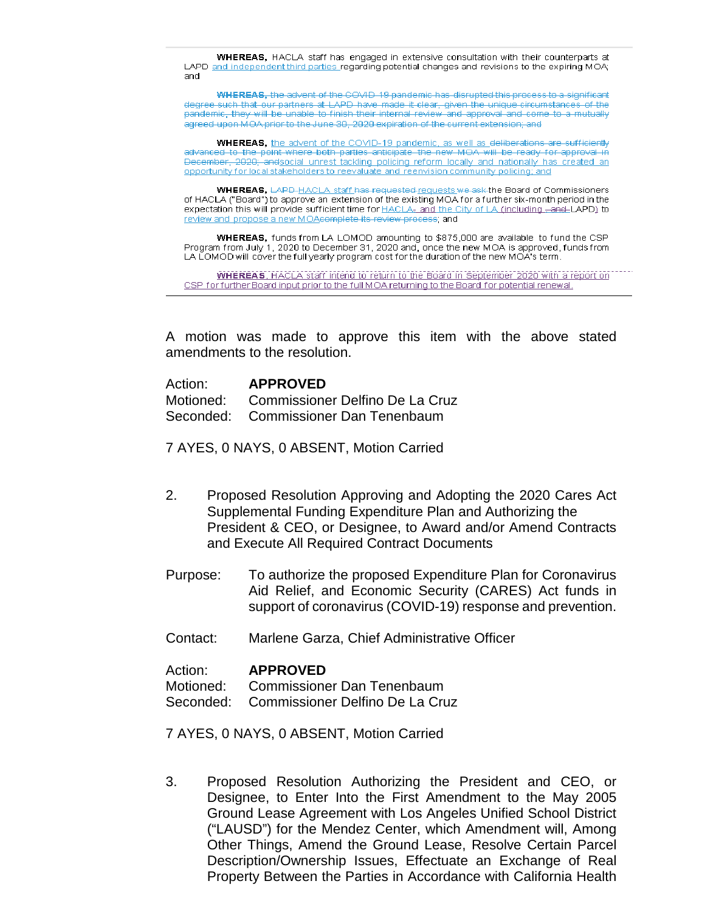**WHEREAS,** HACLA staff has engaged in extensive consultation with their counterparts at LAPD and independent third parties regarding potential changes and revisions to the expiring MOA; and

~~**WHEREAS,** the advent of the COVID-19 pandemic has disrupted this process to a significant degree such that our partners at LAPD have made it clear, given the unique circumstances of the pandemic, they will be unable to finish their internal review and approval and come to a mutually agreed upon MOA prior to the June 30, 2020 expiration of the current extension; and~~

**WHEREAS,** the advent of the COVID-19 pandemic, as well as ~~deliberations are sufficiently advanced to the point where both parties anticipate the new MOA will be ready for approval in December, 2020; and~~social unrest tackling policing reform locally and nationally has created an opportunity for local stakeholders to reevaluate and reenvision community policing; and

**WHEREAS,** ~~LAPD~~ HACLA staff ~~has requested~~ requests ~~we ask~~ the Board of Commissioners of HACLA ("Board") to approve an extension of the existing MOA for a further six-month period in the expectation this will provide sufficient time for HACLA~~,~~ and the City of LA (including ~~, and~~ LAPD) to review and propose a new MOA~~complete its review process~~; and

**WHEREAS,** funds from LA LOMOD amounting to $875,000 are available to fund the CSP Program from July 1, 2020 to December 31, 2020 and, once the new MOA is approved, funds from LA LOMOD will cover the full yearly program cost for the duration of the new MOA's term.

**WHEREAS**, HACLA staff intend to return to the Board in September 2020 with a report on CSP for further Board input prior to the full MOA returning to the Board for potential renewal.

A motion was made to approve this item with the above stated amendments to the resolution.

Action: **APPROVED**
Motioned: Commissioner Delfino De La Cruz
Seconded: Commissioner Dan Tenenbaum

7 AYES, 0 NAYS, 0 ABSENT, Motion Carried

2. Proposed Resolution Approving and Adopting the 2020 Cares Act Supplemental Funding Expenditure Plan and Authorizing the President & CEO, or Designee, to Award and/or Amend Contracts and Execute All Required Contract Documents

Purpose: To authorize the proposed Expenditure Plan for Coronavirus Aid Relief, and Economic Security (CARES) Act funds in support of coronavirus (COVID-19) response and prevention.

Contact: Marlene Garza, Chief Administrative Officer

Action: **APPROVED**
Motioned: Commissioner Dan Tenenbaum
Seconded: Commissioner Delfino De La Cruz

7 AYES, 0 NAYS, 0 ABSENT, Motion Carried

3. Proposed Resolution Authorizing the President and CEO, or Designee, to Enter Into the First Amendment to the May 2005 Ground Lease Agreement with Los Angeles Unified School District ("LAUSD") for the Mendez Center, which Amendment will, Among Other Things, Amend the Ground Lease, Resolve Certain Parcel Description/Ownership Issues, Effectuate an Exchange of Real Property Between the Parties in Accordance with California Health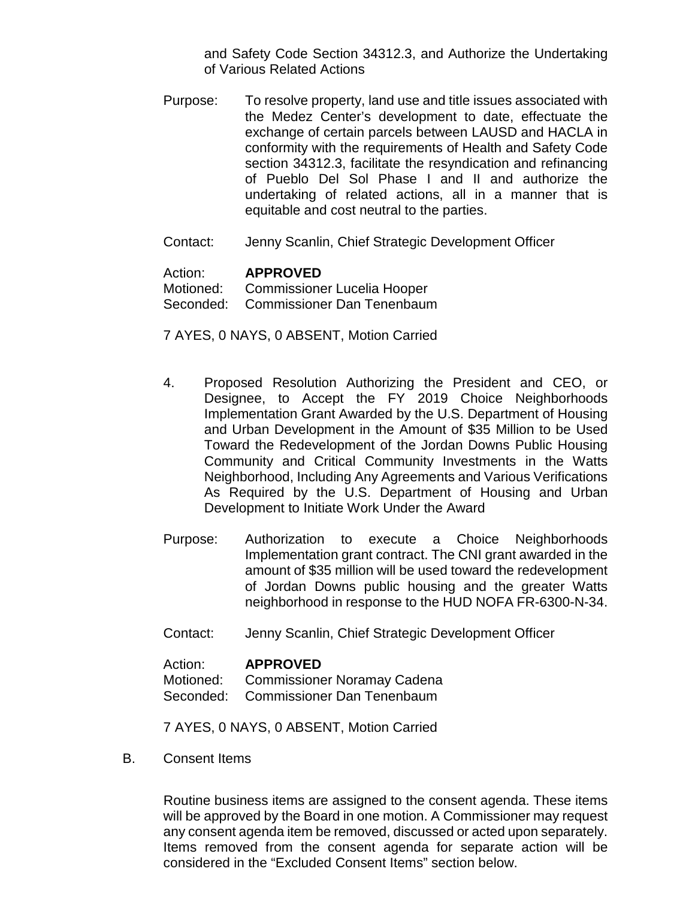and Safety Code Section 34312.3, and Authorize the Undertaking of Various Related Actions

Purpose: To resolve property, land use and title issues associated with the Medez Center's development to date, effectuate the exchange of certain parcels between LAUSD and HACLA in conformity with the requirements of Health and Safety Code section 34312.3, facilitate the resyndication and refinancing of Pueblo Del Sol Phase I and II and authorize the undertaking of related actions, all in a manner that is equitable and cost neutral to the parties.

Contact: Jenny Scanlin, Chief Strategic Development Officer

Action: **APPROVED**
Motioned: Commissioner Lucelia Hooper
Seconded: Commissioner Dan Tenenbaum

7 AYES, 0 NAYS, 0 ABSENT, Motion Carried

4. Proposed Resolution Authorizing the President and CEO, or Designee, to Accept the FY 2019 Choice Neighborhoods Implementation Grant Awarded by the U.S. Department of Housing and Urban Development in the Amount of $35 Million to be Used Toward the Redevelopment of the Jordan Downs Public Housing Community and Critical Community Investments in the Watts Neighborhood, Including Any Agreements and Various Verifications As Required by the U.S. Department of Housing and Urban Development to Initiate Work Under the Award

Purpose: Authorization to execute a Choice Neighborhoods Implementation grant contract. The CNI grant awarded in the amount of $35 million will be used toward the redevelopment of Jordan Downs public housing and the greater Watts neighborhood in response to the HUD NOFA FR-6300-N-34.

Contact: Jenny Scanlin, Chief Strategic Development Officer

Action: **APPROVED**
Motioned: Commissioner Noramay Cadena
Seconded: Commissioner Dan Tenenbaum

7 AYES, 0 NAYS, 0 ABSENT, Motion Carried

B. Consent Items

Routine business items are assigned to the consent agenda. These items will be approved by the Board in one motion. A Commissioner may request any consent agenda item be removed, discussed or acted upon separately. Items removed from the consent agenda for separate action will be considered in the "Excluded Consent Items" section below.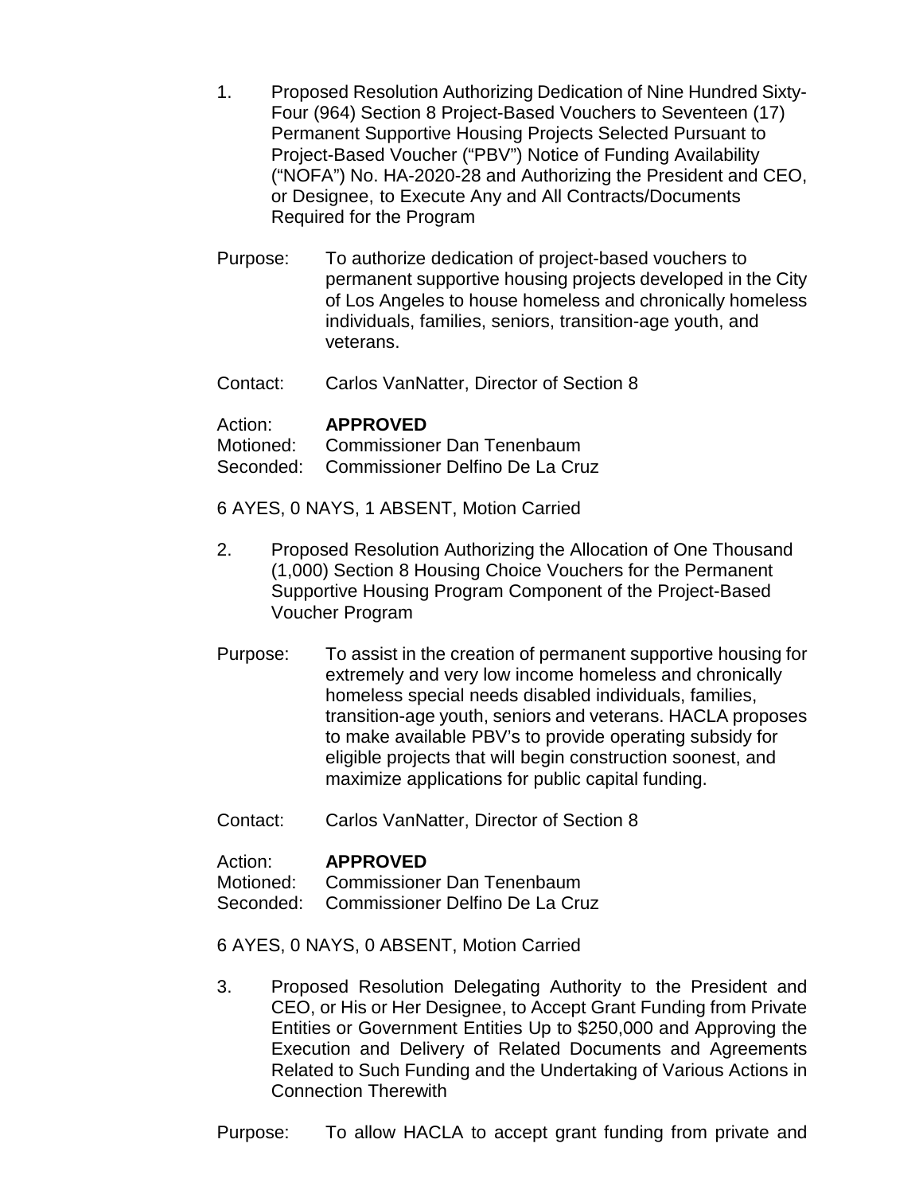1. Proposed Resolution Authorizing Dedication of Nine Hundred Sixty-Four (964) Section 8 Project-Based Vouchers to Seventeen (17) Permanent Supportive Housing Projects Selected Pursuant to Project-Based Voucher ("PBV") Notice of Funding Availability ("NOFA") No. HA-2020-28 and Authorizing the President and CEO, or Designee, to Execute Any and All Contracts/Documents Required for the Program

Purpose: To authorize dedication of project-based vouchers to permanent supportive housing projects developed in the City of Los Angeles to house homeless and chronically homeless individuals, families, seniors, transition-age youth, and veterans.

Contact: Carlos VanNatter, Director of Section 8

Action: **APPROVED**
Motioned: Commissioner Dan Tenenbaum
Seconded: Commissioner Delfino De La Cruz

6 AYES, 0 NAYS, 1 ABSENT, Motion Carried

2. Proposed Resolution Authorizing the Allocation of One Thousand (1,000) Section 8 Housing Choice Vouchers for the Permanent Supportive Housing Program Component of the Project-Based Voucher Program

Purpose: To assist in the creation of permanent supportive housing for extremely and very low income homeless and chronically homeless special needs disabled individuals, families, transition-age youth, seniors and veterans. HACLA proposes to make available PBV's to provide operating subsidy for eligible projects that will begin construction soonest, and maximize applications for public capital funding.

Contact: Carlos VanNatter, Director of Section 8

Action: **APPROVED**
Motioned: Commissioner Dan Tenenbaum
Seconded: Commissioner Delfino De La Cruz

6 AYES, 0 NAYS, 0 ABSENT, Motion Carried

3. Proposed Resolution Delegating Authority to the President and CEO, or His or Her Designee, to Accept Grant Funding from Private Entities or Government Entities Up to $250,000 and Approving the Execution and Delivery of Related Documents and Agreements Related to Such Funding and the Undertaking of Various Actions in Connection Therewith

Purpose: To allow HACLA to accept grant funding from private and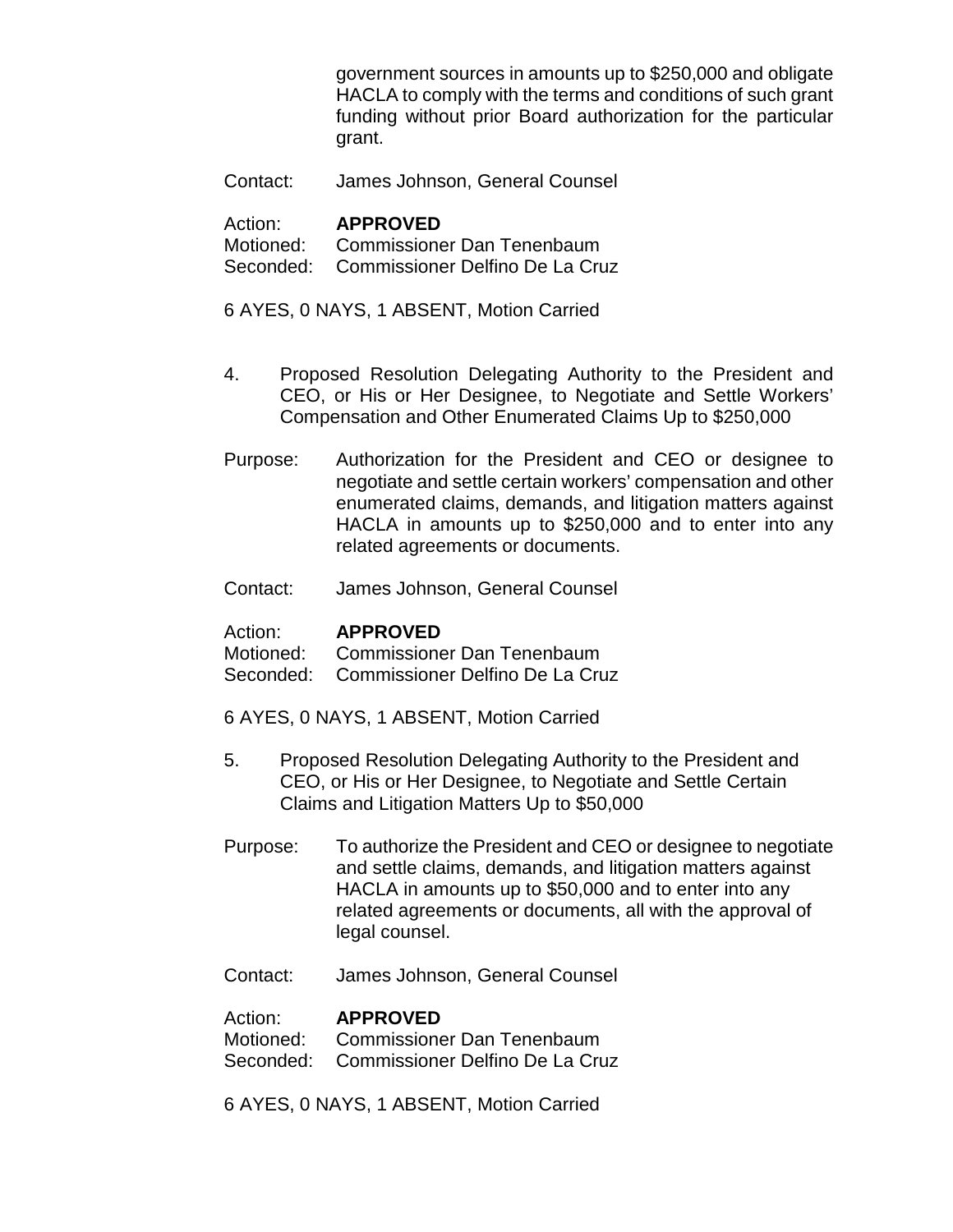government sources in amounts up to $250,000 and obligate HACLA to comply with the terms and conditions of such grant funding without prior Board authorization for the particular grant.

Contact: James Johnson, General Counsel

Action: **APPROVED**
Motioned: Commissioner Dan Tenenbaum
Seconded: Commissioner Delfino De La Cruz

6 AYES, 0 NAYS, 1 ABSENT, Motion Carried

4. Proposed Resolution Delegating Authority to the President and CEO, or His or Her Designee, to Negotiate and Settle Workers' Compensation and Other Enumerated Claims Up to $250,000

Purpose: Authorization for the President and CEO or designee to negotiate and settle certain workers' compensation and other enumerated claims, demands, and litigation matters against HACLA in amounts up to $250,000 and to enter into any related agreements or documents.

Contact: James Johnson, General Counsel

Action: **APPROVED**
Motioned: Commissioner Dan Tenenbaum
Seconded: Commissioner Delfino De La Cruz

6 AYES, 0 NAYS, 1 ABSENT, Motion Carried

5. Proposed Resolution Delegating Authority to the President and CEO, or His or Her Designee, to Negotiate and Settle Certain Claims and Litigation Matters Up to $50,000

Purpose: To authorize the President and CEO or designee to negotiate and settle claims, demands, and litigation matters against HACLA in amounts up to $50,000 and to enter into any related agreements or documents, all with the approval of legal counsel.

Contact: James Johnson, General Counsel

Action: **APPROVED**
Motioned: Commissioner Dan Tenenbaum
Seconded: Commissioner Delfino De La Cruz

6 AYES, 0 NAYS, 1 ABSENT, Motion Carried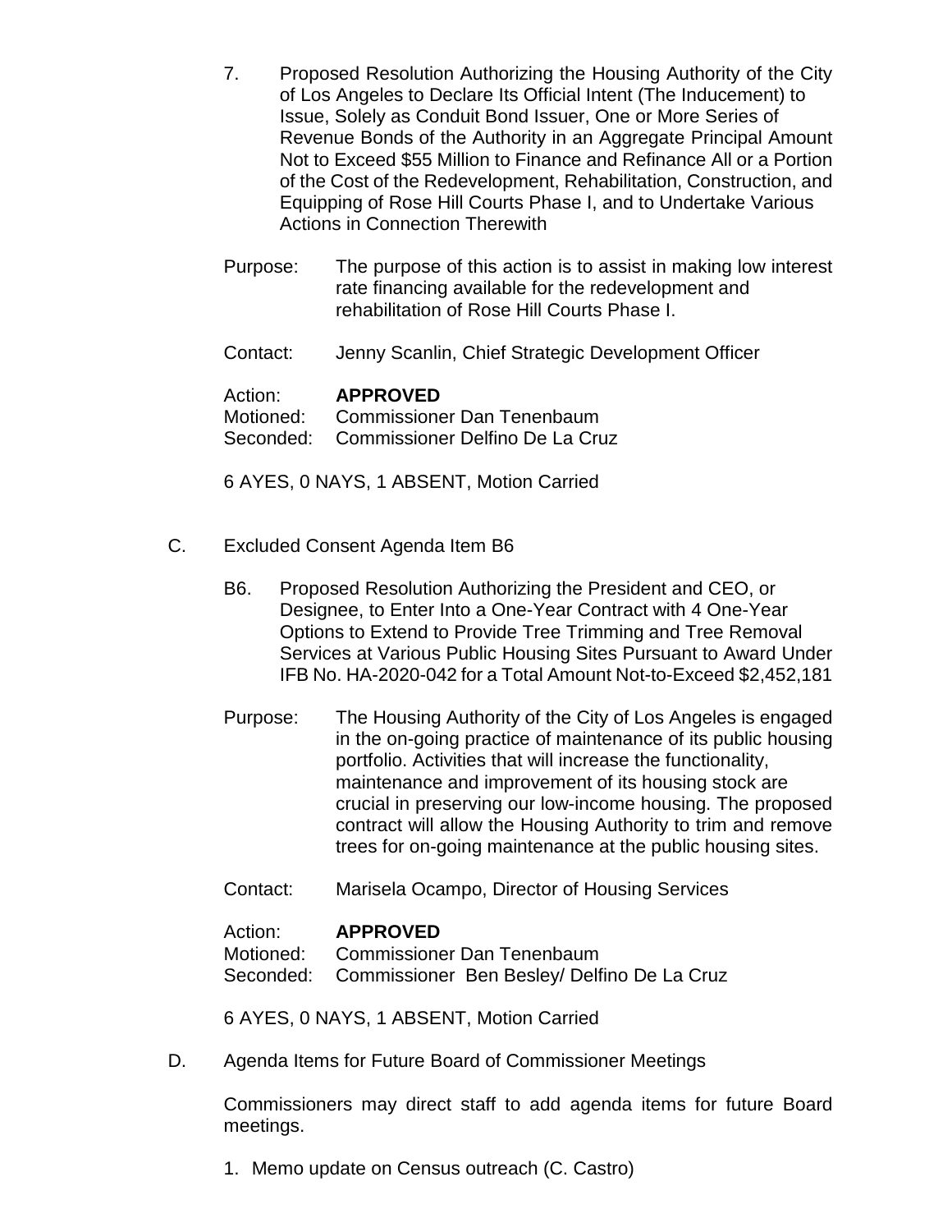7. Proposed Resolution Authorizing the Housing Authority of the City of Los Angeles to Declare Its Official Intent (The Inducement) to Issue, Solely as Conduit Bond Issuer, One or More Series of Revenue Bonds of the Authority in an Aggregate Principal Amount Not to Exceed $55 Million to Finance and Refinance All or a Portion of the Cost of the Redevelopment, Rehabilitation, Construction, and Equipping of Rose Hill Courts Phase I, and to Undertake Various Actions in Connection Therewith

Purpose: The purpose of this action is to assist in making low interest rate financing available for the redevelopment and rehabilitation of Rose Hill Courts Phase I.

Contact: Jenny Scanlin, Chief Strategic Development Officer

Action: **APPROVED**
Motioned: Commissioner Dan Tenenbaum
Seconded: Commissioner Delfino De La Cruz

6 AYES, 0 NAYS, 1 ABSENT, Motion Carried

C. Excluded Consent Agenda Item B6

B6. Proposed Resolution Authorizing the President and CEO, or Designee, to Enter Into a One-Year Contract with 4 One-Year Options to Extend to Provide Tree Trimming and Tree Removal Services at Various Public Housing Sites Pursuant to Award Under IFB No. HA-2020-042 for a Total Amount Not-to-Exceed $2,452,181

Purpose: The Housing Authority of the City of Los Angeles is engaged in the on-going practice of maintenance of its public housing portfolio. Activities that will increase the functionality, maintenance and improvement of its housing stock are crucial in preserving our low-income housing. The proposed contract will allow the Housing Authority to trim and remove trees for on-going maintenance at the public housing sites.

Contact: Marisela Ocampo, Director of Housing Services

Action: **APPROVED**
Motioned: Commissioner Dan Tenenbaum
Seconded: Commissioner Ben Besley/ Delfino De La Cruz

6 AYES, 0 NAYS, 1 ABSENT, Motion Carried

D. Agenda Items for Future Board of Commissioner Meetings

Commissioners may direct staff to add agenda items for future Board meetings.

1. Memo update on Census outreach (C. Castro)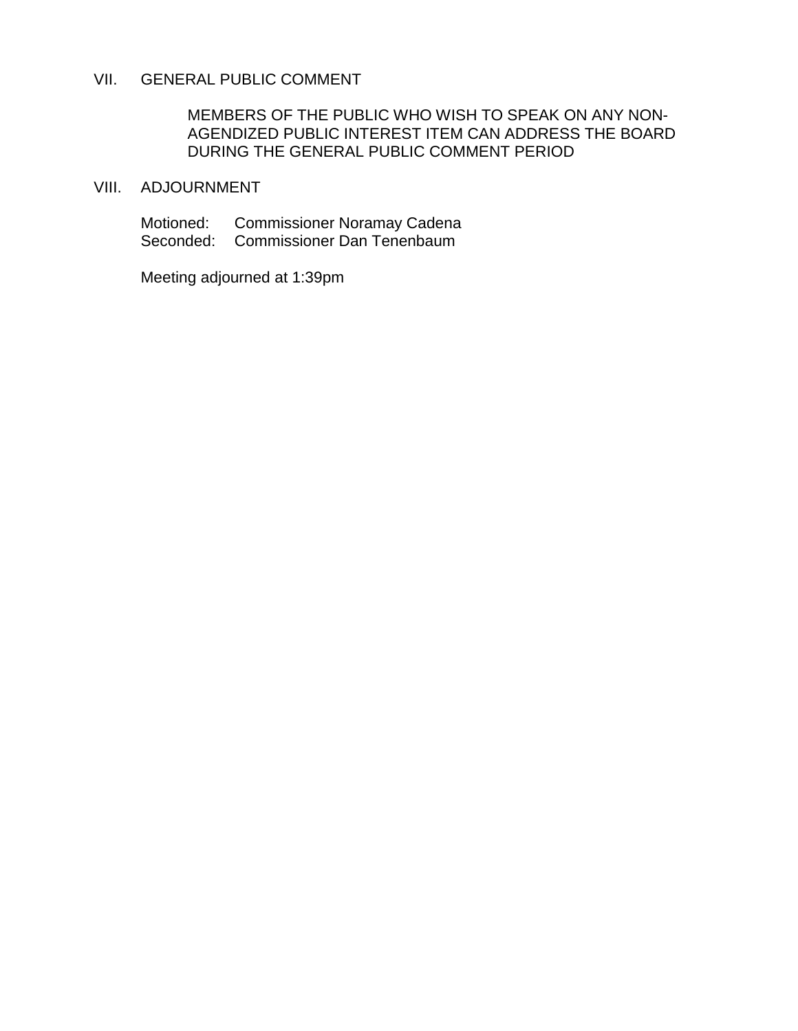## VII. GENERAL PUBLIC COMMENT

MEMBERS OF THE PUBLIC WHO WISH TO SPEAK ON ANY NON-AGENDIZED PUBLIC INTEREST ITEM CAN ADDRESS THE BOARD DURING THE GENERAL PUBLIC COMMENT PERIOD

## VIII. ADJOURNMENT

Motioned: Commissioner Noramay Cadena
Seconded: Commissioner Dan Tenenbaum

Meeting adjourned at 1:39pm